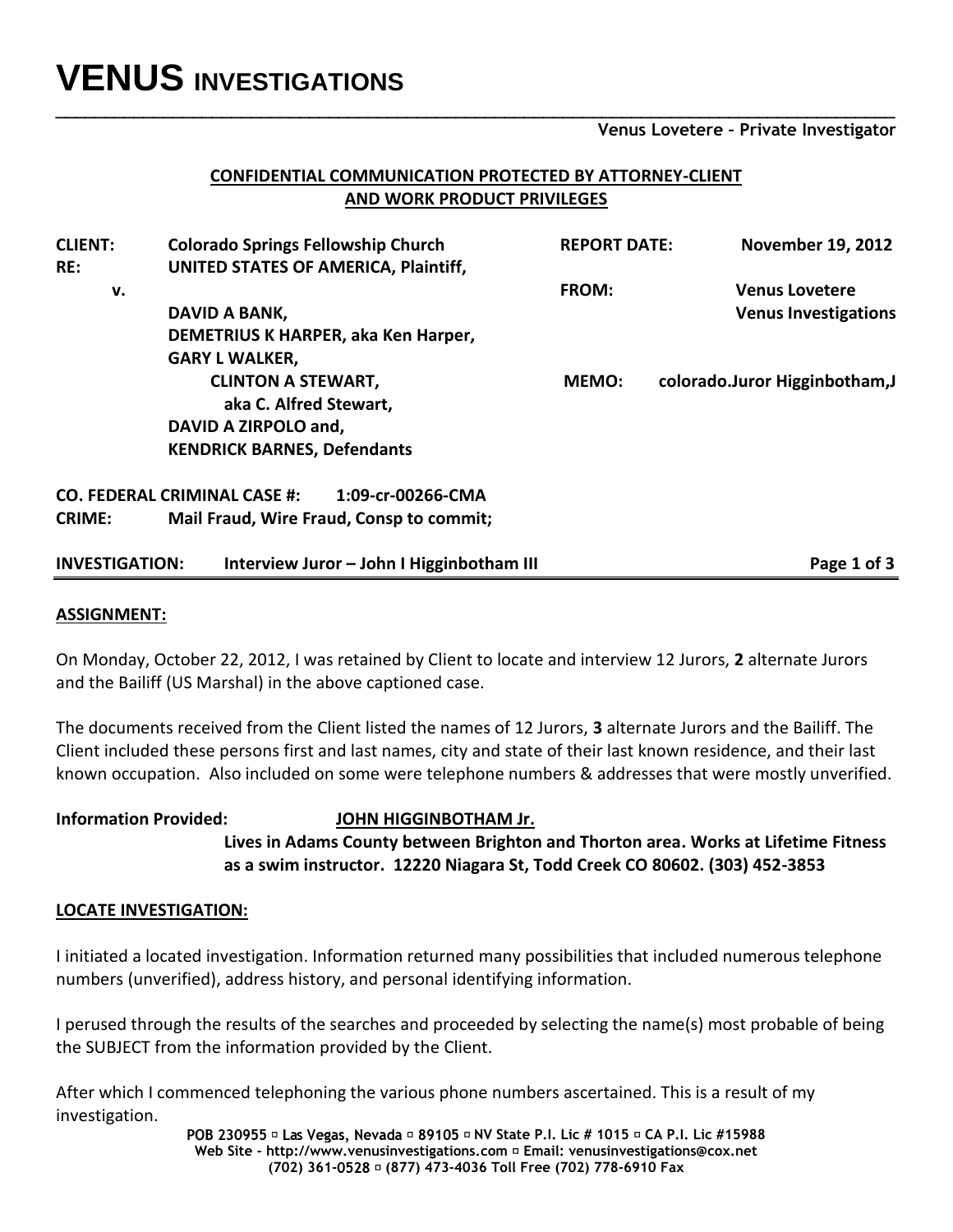# VENUS INVESTIGATIONS

**Venus Lovetere – Private Investigator**

**CONFIDENTIAL COMMUNICATION PROTECTED BY ATTORNEY-CLIENT AND WORK PRODUCT PRIVILEGES**

| | | | |
|---|---|---|---|
| **CLIENT:** | **Colorado Springs Fellowship Church** | **REPORT DATE:** | **November 19, 2012** |
| **RE:** | **UNITED STATES OF AMERICA, Plaintiff,** | | |
| **v.** | | **FROM:** | **Venus Lovetere** |
| | **DAVID A BANK,** | | **Venus Investigations** |
| | **DEMETRIUS K HARPER, aka Ken Harper,** | | |
| | **GARY L WALKER,** | | |
| | **CLINTON A STEWART, aka C. Alfred Stewart,** | **MEMO:** | **colorado.Juror Higginbotham,J** |
| | **DAVID A ZIRPOLO and,** | | |
| | **KENDRICK BARNES, Defendants** | | |

**CO. FEDERAL CRIMINAL CASE #: 1:09-cr-00266-CMA**
**CRIME: Mail Fraud, Wire Fraud, Consp to commit;**

**INVESTIGATION: Interview Juror – John I Higginbotham III**

## ASSIGNMENT:

On Monday, October 22, 2012, I was retained by Client to locate and interview 12 Jurors, **2** alternate Jurors and the Bailiff (US Marshal) in the above captioned case.

The documents received from the Client listed the names of 12 Jurors, **3** alternate Jurors and the Bailiff. The Client included these persons first and last names, city and state of their last known residence, and their last known occupation. Also included on some were telephone numbers & addresses that were mostly unverified.

**Information Provided:** **JOHN HIGGINBOTHAM Jr.**
**Lives in Adams County between Brighton and Thorton area. Works at Lifetime Fitness as a swim instructor. 12220 Niagara St, Todd Creek CO 80602. (303) 452-3853**

## LOCATE INVESTIGATION:

I initiated a located investigation. Information returned many possibilities that included numerous telephone numbers (unverified), address history, and personal identifying information.

I perused through the results of the searches and proceeded by selecting the name(s) most probable of being the SUBJECT from the information provided by the Client.

After which I commenced telephoning the various phone numbers ascertained. This is a result of my investigation.

POB 230955 ▫ Las Vegas, Nevada ▫ 89105 ▫ NV State P.I. Lic # 1015 ▫ CA P.I. Lic #15988
Web Site - http://www.venusinvestigations.com ▫ Email: venusinvestigations@cox.net
(702) 361-0528 ▫ (877) 473-4036 Toll Free (702) 778-6910 Fax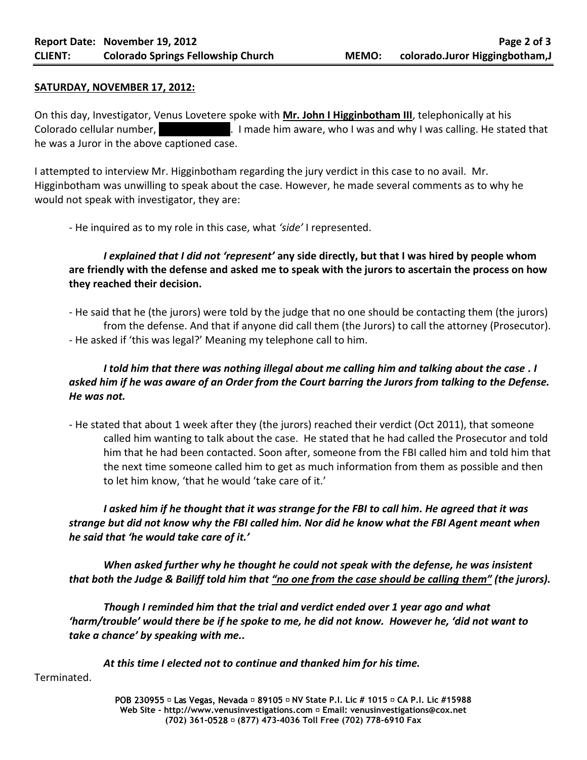**SATURDAY, NOVEMBER 17, 2012:**

On this day, Investigator, Venus Lovetere spoke with **Mr. John I Higginbotham III**, telephonically at his Colorado cellular number, [REDACTED]. I made him aware, who I was and why I was calling. He stated that he was a Juror in the above captioned case.

I attempted to interview Mr. Higginbotham regarding the jury verdict in this case to no avail. Mr. Higginbotham was unwilling to speak about the case. However, he made several comments as to why he would not speak with investigator, they are:

- He inquired as to my role in this case, what *'side'* I represented.

    ***I explained that I did not 'represent'* any side directly, but that I was hired by people whom are friendly with the defense and asked me to speak with the jurors to ascertain the process on how they reached their decision.**

- He said that he (the jurors) were told by the judge that no one should be contacting them (the jurors) from the defense. And that if anyone did call them (the Jurors) to call the attorney (Prosecutor).
- He asked if 'this was legal?' Meaning my telephone call to him.

    ***I told him that there was nothing illegal about me calling him and talking about the case . I asked him if he was aware of an Order from the Court barring the Jurors from talking to the Defense. He was not.***

- He stated that about 1 week after they (the jurors) reached their verdict (Oct 2011), that someone called him wanting to talk about the case. He stated that he had called the Prosecutor and told him that he had been contacted. Soon after, someone from the FBI called him and told him that the next time someone called him to get as much information from them as possible and then to let him know, 'that he would 'take care of it.'

    ***I asked him if he thought that it was strange for the FBI to call him. He agreed that it was strange but did not know why the FBI called him. Nor did he know what the FBI Agent meant when he said that 'he would take care of it.'***

    ***When asked further why he thought he could not speak with the defense, he was insistent that both the Judge & Bailiff told him that "no one from the case should be calling them" (the jurors).***

    ***Though I reminded him that the trial and verdict ended over 1 year ago and what 'harm/trouble' would there be if he spoke to me, he did not know. However he, 'did not want to take a chance' by speaking with me..***

    ***At this time I elected not to continue and thanked him for his time.***

Terminated.

**POB 230955 ▫ Las Vegas, Nevada ▫ 89105 ▫ NV State P.I. Lic # 1015 ▫ CA P.I. Lic #15988**
**Web Site - http://www.venusinvestigations.com ▫ Email: venusinvestigations@cox.net**
**(702) 361-0528 ▫ (877) 473-4036 Toll Free (702) 778-6910 Fax**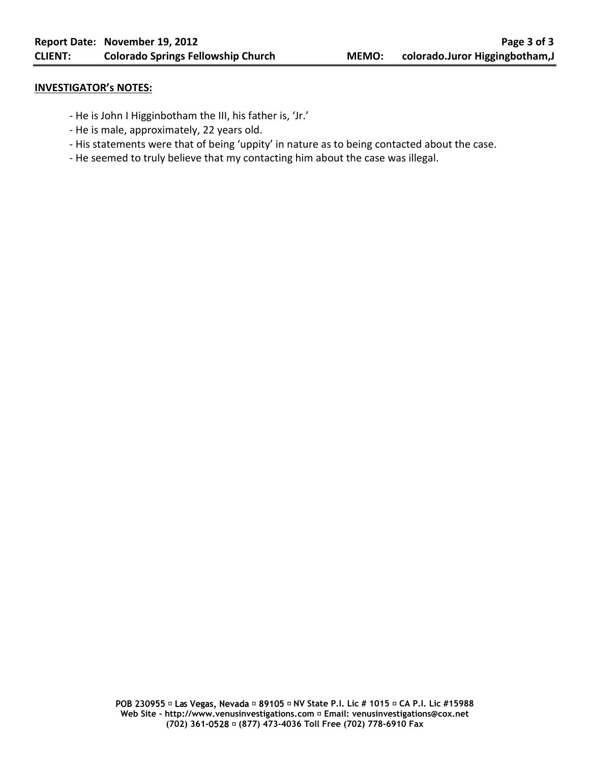**INVESTIGATOR's NOTES:**

- He is John I Higginbotham the III, his father is, 'Jr.'
- He is male, approximately, 22 years old.
- His statements were that of being 'uppity' in nature as to being contacted about the case.
- He seemed to truly believe that my contacting him about the case was illegal.